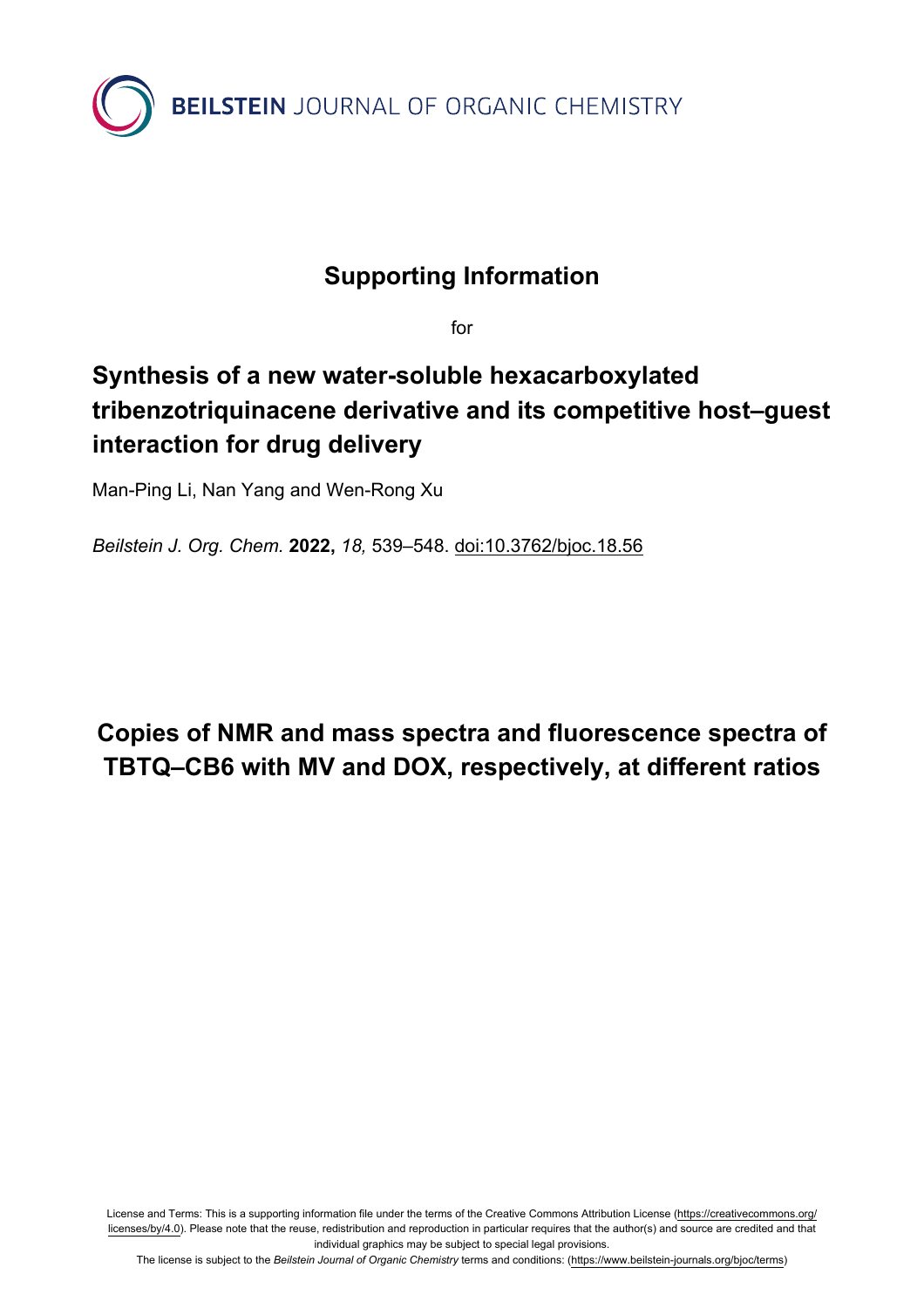BEILSTEIN JOURNAL OF ORGANIC CHEMISTRY

# Supporting Information

for

## Synthesis of a new water-soluble hexacarboxylated tribenzotriquinacene derivative and its competitive host–guest interaction for drug delivery

Man-Ping Li, Nan Yang and Wen-Rong Xu

*Beilstein J. Org. Chem.* **2022,** *18,* 539–548. doi:10.3762/bjoc.18.56

## Copies of NMR and mass spectra and fluorescence spectra of TBTQ–CB6 with MV and DOX, respectively, at different ratios

License and Terms: This is a supporting information file under the terms of the Creative Commons Attribution License (https://creativecommons.org/licenses/by/4.0). Please note that the reuse, redistribution and reproduction in particular requires that the author(s) and source are credited and that individual graphics may be subject to special legal provisions.

The license is subject to the *Beilstein Journal of Organic Chemistry* terms and conditions: (https://www.beilstein-journals.org/bjoc/terms)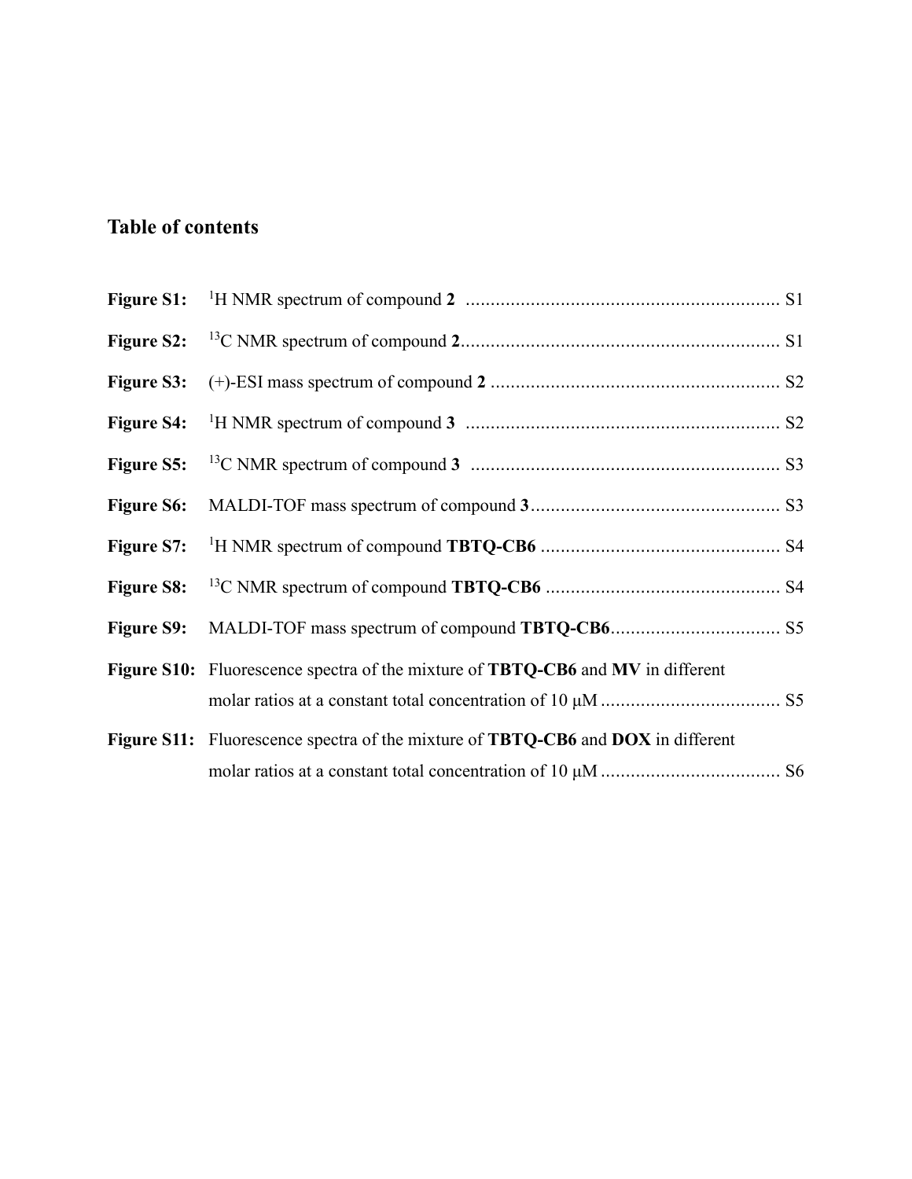## Table of contents

**Figure S1:** $^{1}H$ NMR spectrum of compound **2** ........................................................... S1

**Figure S2:** $^{13}C$ NMR spectrum of compound **2** ........................................................... S1

**Figure S3:** (+)-ESI mass spectrum of compound **2** ........................................................... S2

**Figure S4:** $^{1}H$ NMR spectrum of compound **3** ........................................................... S2

**Figure S5:** $^{13}C$ NMR spectrum of compound **3** ........................................................... S3

**Figure S6:** MALDI-TOF mass spectrum of compound **3** ........................................................... S3

**Figure S7:** $^{1}H$ NMR spectrum of compound **TBTQ-CB6** ........................................................... S4

**Figure S8:** $^{13}C$ NMR spectrum of compound **TBTQ-CB6** ........................................................... S4

**Figure S9:** MALDI-TOF mass spectrum of compound **TBTQ-CB6** ........................................................... S5

**Figure S10:** Fluorescence spectra of the mixture of **TBTQ-CB6** and **MV** in different molar ratios at a constant total concentration of 10 μM ........................................................... S5

**Figure S11:** Fluorescence spectra of the mixture of **TBTQ-CB6** and **DOX** in different molar ratios at a constant total concentration of 10 μM ........................................................... S6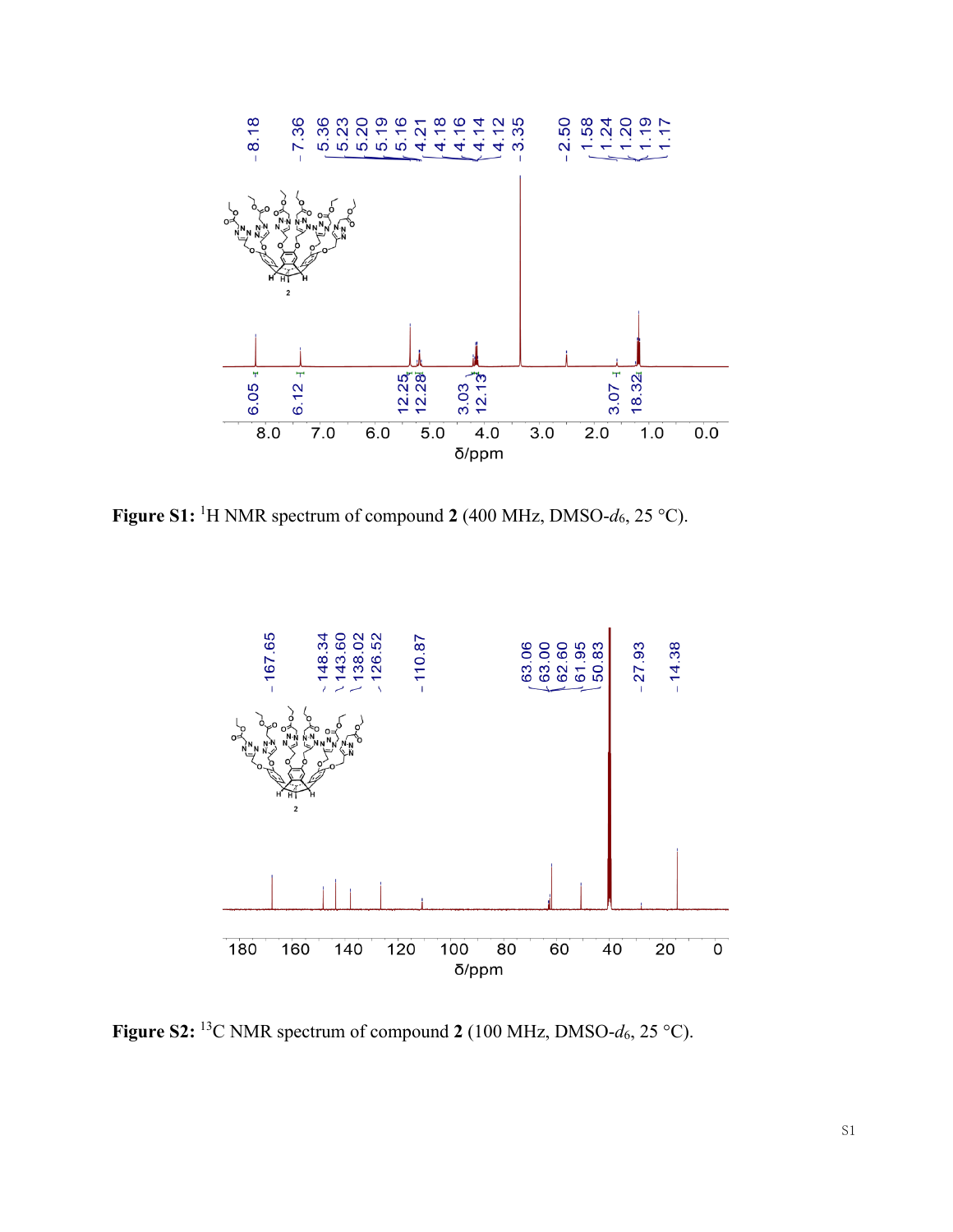**Figure S1:** $^{1}H$ NMR spectrum of compound **2** (400 MHz, DMSO-$d_6$, 25 °C).

**Figure S2:** $^{13}C$ NMR spectrum of compound **2** (100 MHz, DMSO-$d_6$, 25 °C).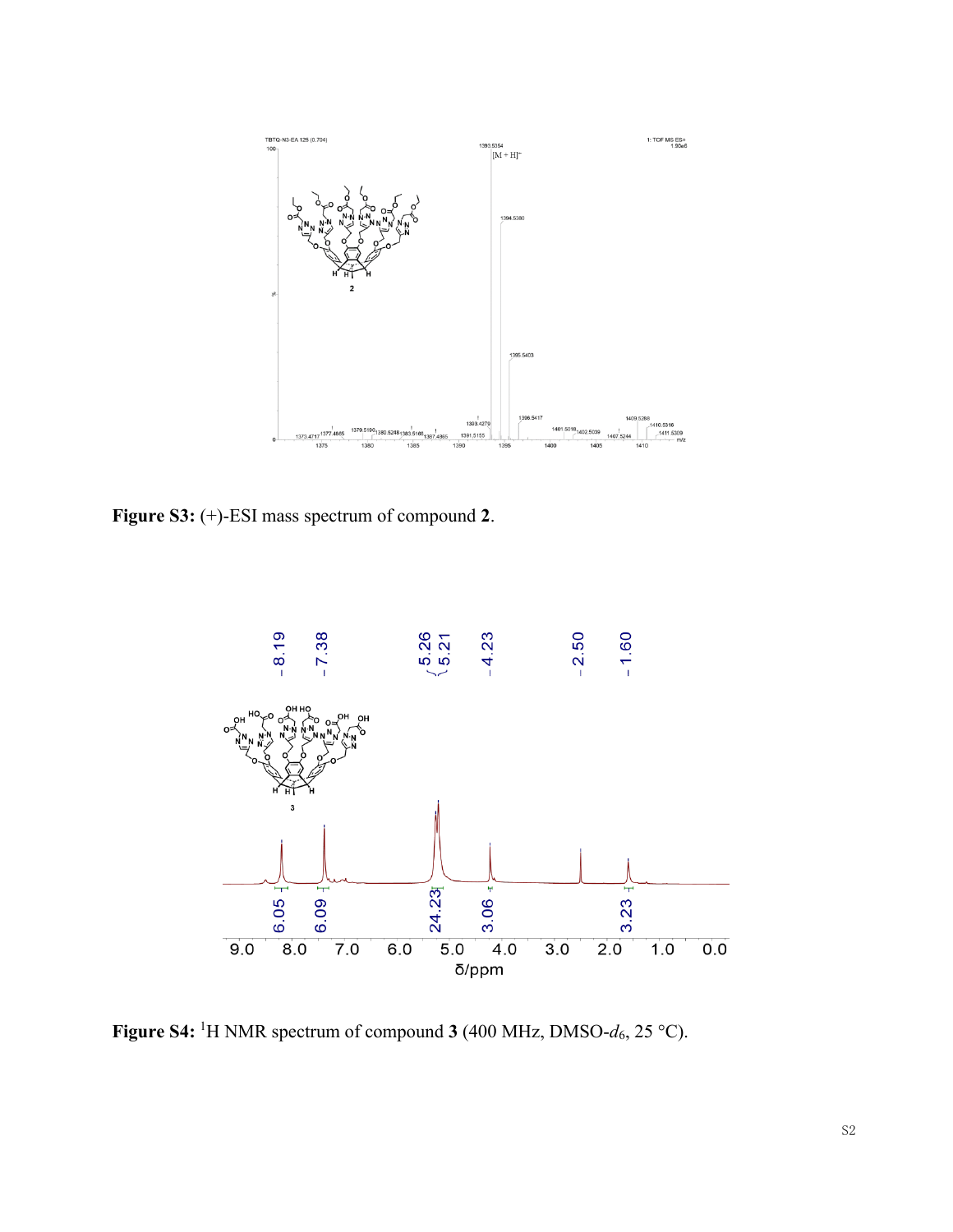**Figure S3:** (+)-ESI mass spectrum of compound **2**.

**Figure S4:** $^1$H NMR spectrum of compound **3** (400 MHz, DMSO-$d_6$, 25 °C).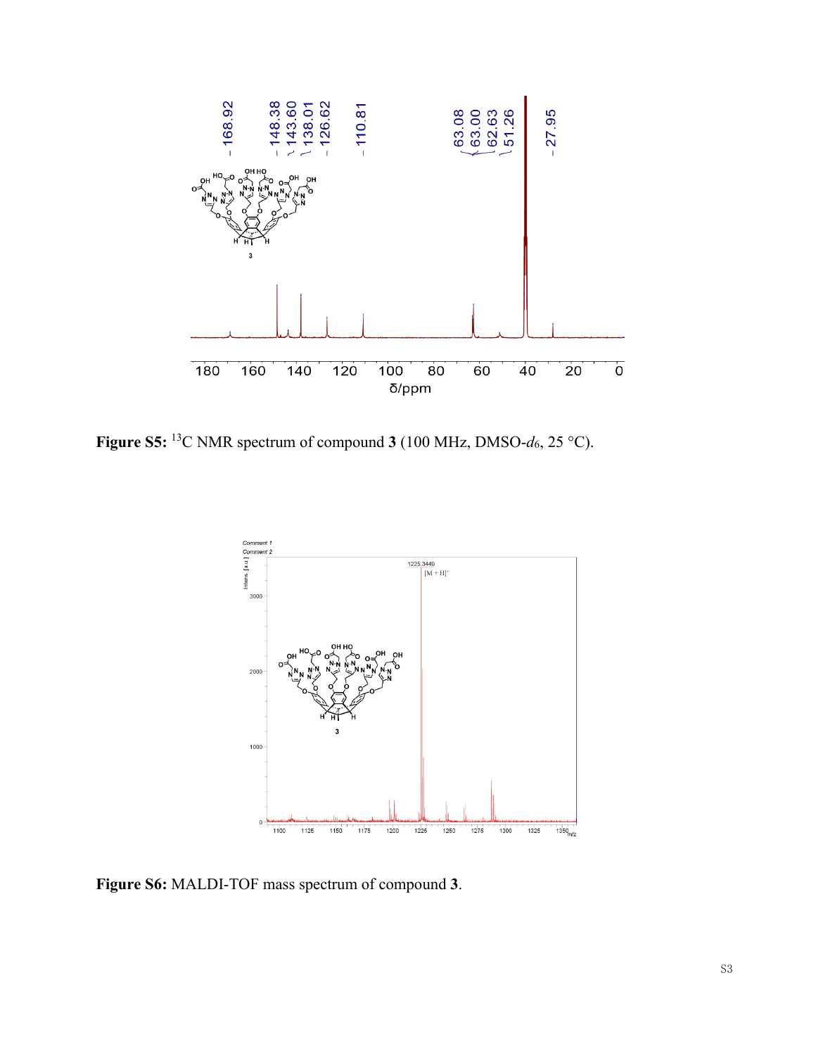**Figure S5:** $^{13}C$ NMR spectrum of compound **3** (100 MHz, DMSO-$d_6$, 25 °C).

**Figure S6:** MALDI-TOF mass spectrum of compound **3**.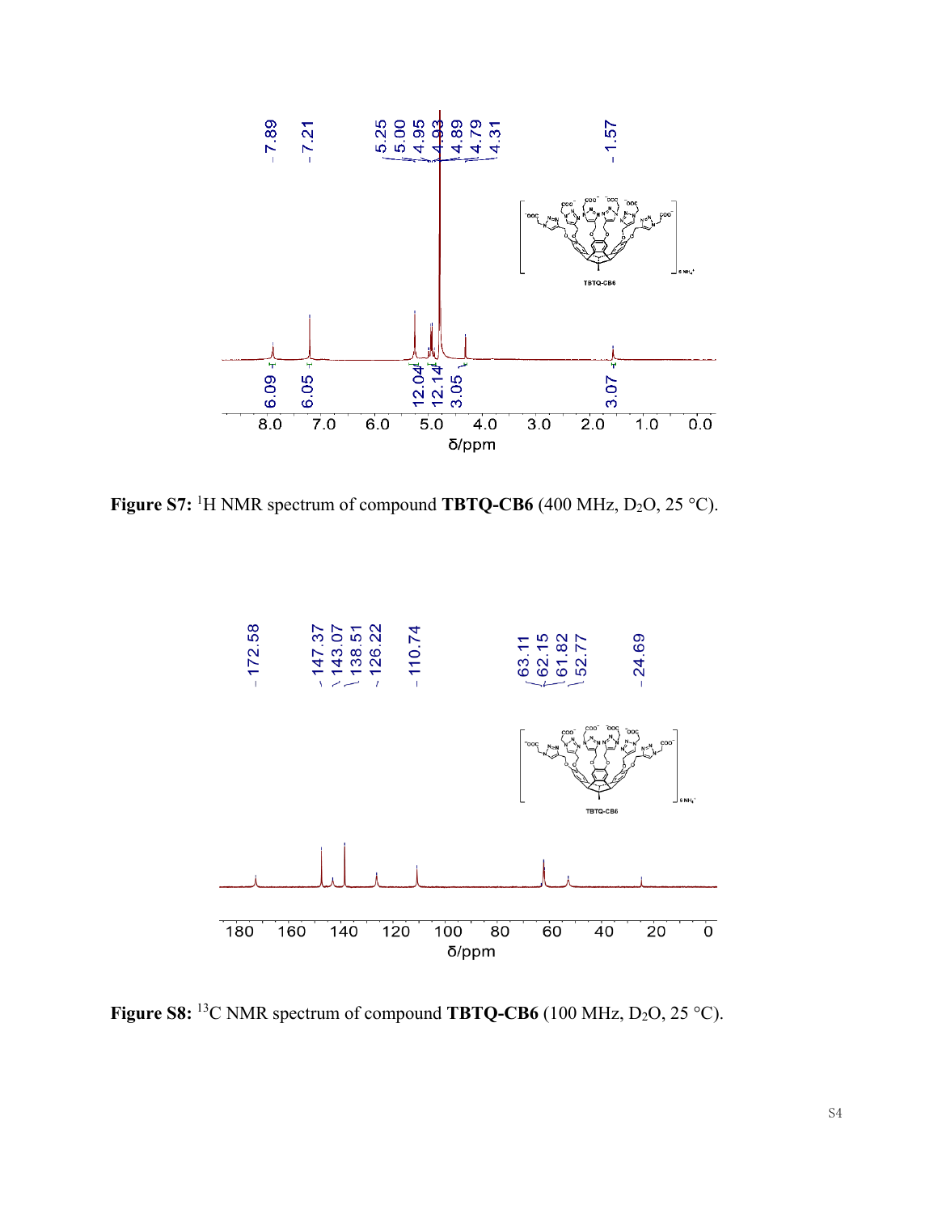**Figure S7:** $^{1}$H NMR spectrum of compound **TBTQ-CB6** (400 MHz, $D_2O$, 25 °C).

**Figure S8:** $^{13}$C NMR spectrum of compound **TBTQ-CB6** (100 MHz, $D_2O$, 25 °C).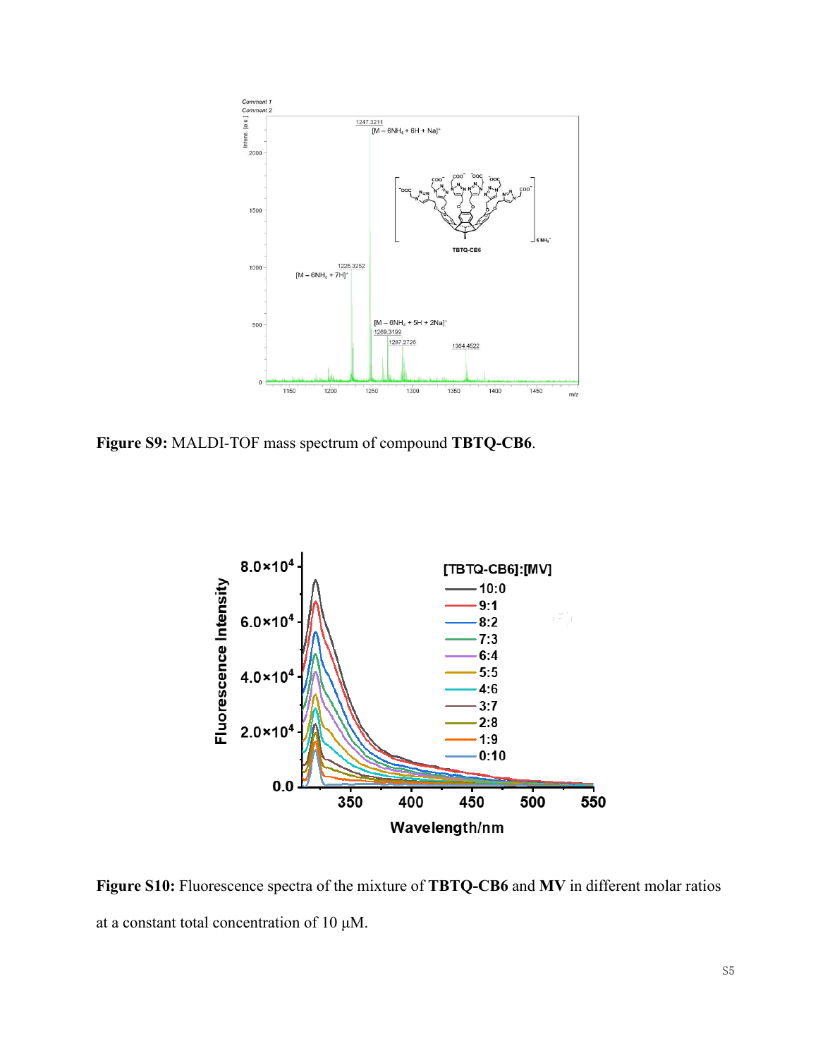**Figure S9:** MALDI-TOF mass spectrum of compound **TBTQ-CB6**.

**Figure S10:** Fluorescence spectra of the mixture of **TBTQ-CB6** and **MV** in different molar ratios at a constant total concentration of 10 μM.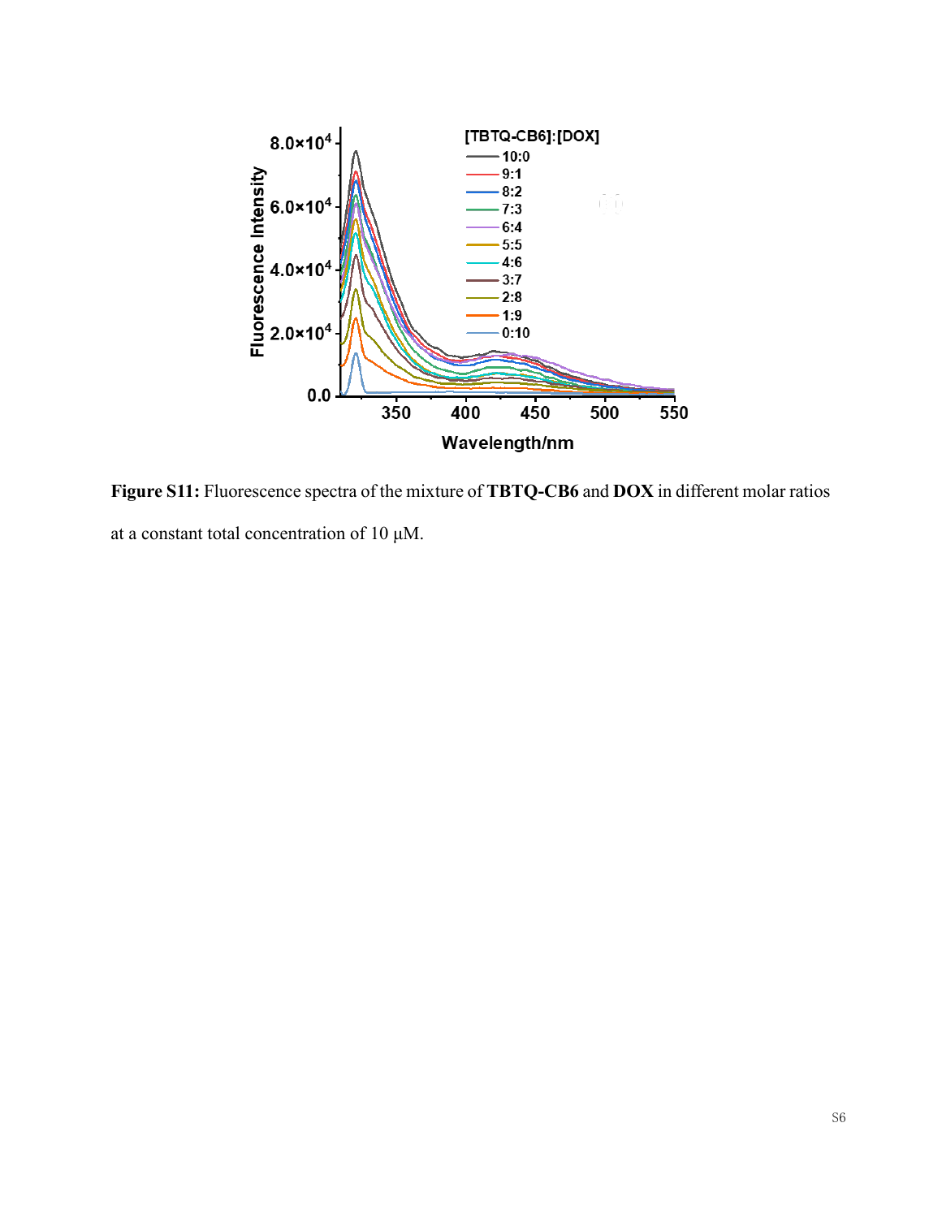[TBTQ-CB6]:[DOX]

10:0
9:1
8:2
7:3
6:4
5:5
4:6
3:7
2:8
1:9
0:10

Fluorescence Intensity

8.0×10$^4$
6.0×10$^4$
4.0×10$^4$
2.0×10$^4$
0.0

350 400 450 500 550

Wavelength/nm

**Figure S11:** Fluorescence spectra of the mixture of **TBTQ-CB6** and **DOX** in different molar ratios at a constant total concentration of 10 μM.